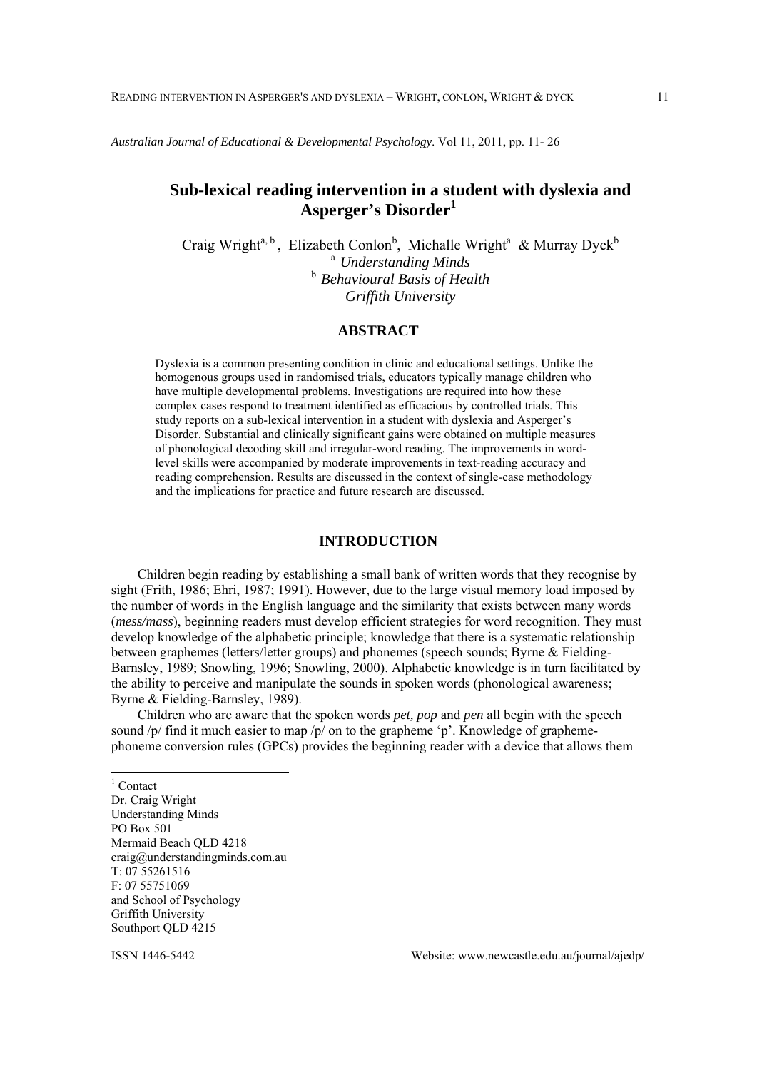*Australian Journal of Educational & Developmental Psychology*. Vol 11, 2011, pp. 11- 26

# Sub-lexical reading intervention in a student with dyslexia and Asperger's Disorder[1]

Craig Wright[a, b], Elizabeth Conlon[b], Michalle Wright[a] & Murray Dyck[b]

[a] *Understanding Minds*

[b] *Behavioural Basis of Health*

*Griffith University*

## ABSTRACT

Dyslexia is a common presenting condition in clinic and educational settings. Unlike the homogenous groups used in randomised trials, educators typically manage children who have multiple developmental problems. Investigations are required into how these complex cases respond to treatment identified as efficacious by controlled trials. This study reports on a sub-lexical intervention in a student with dyslexia and Asperger's Disorder. Substantial and clinically significant gains were obtained on multiple measures of phonological decoding skill and irregular-word reading. The improvements in word-level skills were accompanied by moderate improvements in text-reading accuracy and reading comprehension. Results are discussed in the context of single-case methodology and the implications for practice and future research are discussed.

## INTRODUCTION

Children begin reading by establishing a small bank of written words that they recognise by sight (Frith, 1986; Ehri, 1987; 1991). However, due to the large visual memory load imposed by the number of words in the English language and the similarity that exists between many words (*mess/mass*), beginning readers must develop efficient strategies for word recognition. They must develop knowledge of the alphabetic principle; knowledge that there is a systematic relationship between graphemes (letters/letter groups) and phonemes (speech sounds; Byrne & Fielding-Barnsley, 1989; Snowling, 1996; Snowling, 2000). Alphabetic knowledge is in turn facilitated by the ability to perceive and manipulate the sounds in spoken words (phonological awareness; Byrne & Fielding-Barnsley, 1989).

Children who are aware that the spoken words *pet, pop* and *pen* all begin with the speech sound /p/ find it much easier to map /p/ on to the grapheme 'p'. Knowledge of grapheme-phoneme conversion rules (GPCs) provides the beginning reader with a device that allows them

---

[1] Contact
Dr. Craig Wright
Understanding Minds
PO Box 501
Mermaid Beach QLD 4218
craig@understandingminds.com.au
T: 07 55261516
F: 07 55751069
and School of Psychology
Griffith University
Southport QLD 4215

ISSN 1446-5442

Website: www.newcastle.edu.au/journal/ajedp/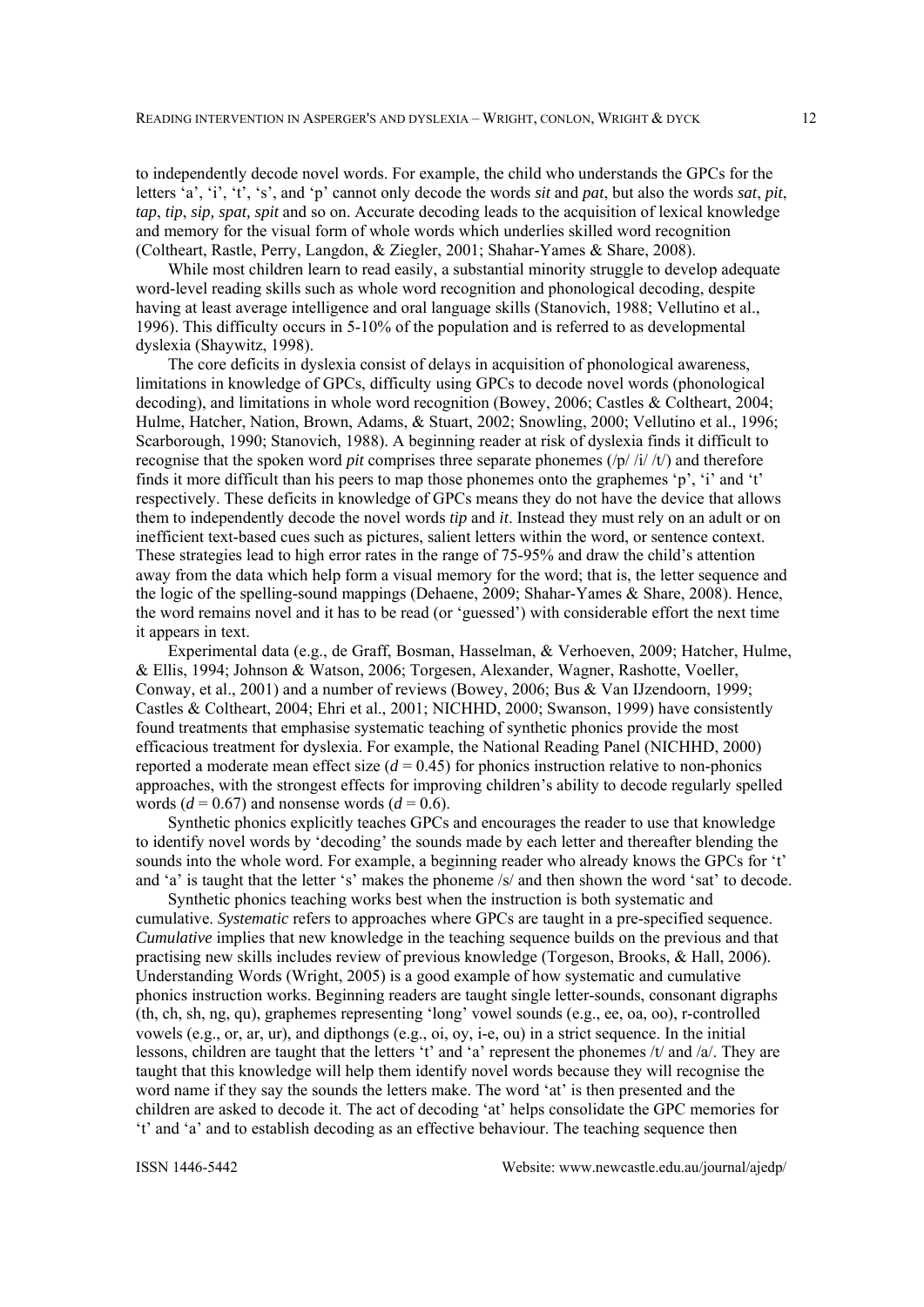to independently decode novel words. For example, the child who understands the GPCs for the letters ‘a’, ‘i’, ‘t’, ‘s’, and ‘p’ cannot only decode the words *sit* and *pat*, but also the words *sat*, *pit*, *tap*, *tip*, *sip, spat, spit* and so on. Accurate decoding leads to the acquisition of lexical knowledge and memory for the visual form of whole words which underlies skilled word recognition (Coltheart, Rastle, Perry, Langdon, & Ziegler, 2001; Shahar-Yames & Share, 2008).

While most children learn to read easily, a substantial minority struggle to develop adequate word-level reading skills such as whole word recognition and phonological decoding, despite having at least average intelligence and oral language skills (Stanovich, 1988; Vellutino et al., 1996). This difficulty occurs in 5-10% of the population and is referred to as developmental dyslexia (Shaywitz, 1998).

The core deficits in dyslexia consist of delays in acquisition of phonological awareness, limitations in knowledge of GPCs, difficulty using GPCs to decode novel words (phonological decoding), and limitations in whole word recognition (Bowey, 2006; Castles & Coltheart, 2004; Hulme, Hatcher, Nation, Brown, Adams, & Stuart, 2002; Snowling, 2000; Vellutino et al., 1996; Scarborough, 1990; Stanovich, 1988). A beginning reader at risk of dyslexia finds it difficult to recognise that the spoken word *pit* comprises three separate phonemes (/p/ /i/ /t/) and therefore finds it more difficult than his peers to map those phonemes onto the graphemes ‘p’, ‘i’ and ‘t’ respectively. These deficits in knowledge of GPCs means they do not have the device that allows them to independently decode the novel words *tip* and *it*. Instead they must rely on an adult or on inefficient text-based cues such as pictures, salient letters within the word, or sentence context. These strategies lead to high error rates in the range of 75-95% and draw the child’s attention away from the data which help form a visual memory for the word; that is, the letter sequence and the logic of the spelling-sound mappings (Dehaene, 2009; Shahar-Yames & Share, 2008). Hence, the word remains novel and it has to be read (or ‘guessed’) with considerable effort the next time it appears in text.

Experimental data (e.g., de Graff, Bosman, Hasselman, & Verhoeven, 2009; Hatcher, Hulme, & Ellis, 1994; Johnson & Watson, 2006; Torgesen, Alexander, Wagner, Rashotte, Voeller, Conway, et al., 2001) and a number of reviews (Bowey, 2006; Bus & Van IJzendoorn, 1999; Castles & Coltheart, 2004; Ehri et al., 2001; NICHHD, 2000; Swanson, 1999) have consistently found treatments that emphasise systematic teaching of synthetic phonics provide the most efficacious treatment for dyslexia. For example, the National Reading Panel (NICHHD, 2000) reported a moderate mean effect size ($d = 0.45$) for phonics instruction relative to non-phonics approaches, with the strongest effects for improving children’s ability to decode regularly spelled words ($d = 0.67$) and nonsense words ($d = 0.6$).

Synthetic phonics explicitly teaches GPCs and encourages the reader to use that knowledge to identify novel words by ‘decoding’ the sounds made by each letter and thereafter blending the sounds into the whole word. For example, a beginning reader who already knows the GPCs for ‘t’ and ‘a’ is taught that the letter ‘s’ makes the phoneme /s/ and then shown the word ‘sat’ to decode.

Synthetic phonics teaching works best when the instruction is both systematic and cumulative. *Systematic* refers to approaches where GPCs are taught in a pre-specified sequence. *Cumulative* implies that new knowledge in the teaching sequence builds on the previous and that practising new skills includes review of previous knowledge (Torgeson, Brooks, & Hall, 2006). Understanding Words (Wright, 2005) is a good example of how systematic and cumulative phonics instruction works. Beginning readers are taught single letter-sounds, consonant digraphs (th, ch, sh, ng, qu), graphemes representing ‘long’ vowel sounds (e.g., ee, oa, oo), r-controlled vowels (e.g., or, ar, ur), and dipthongs (e.g., oi, oy, i-e, ou) in a strict sequence. In the initial lessons, children are taught that the letters ‘t’ and ‘a’ represent the phonemes /t/ and /a/. They are taught that this knowledge will help them identify novel words because they will recognise the word name if they say the sounds the letters make. The word ‘at’ is then presented and the children are asked to decode it. The act of decoding ‘at’ helps consolidate the GPC memories for ‘t’ and ‘a’ and to establish decoding as an effective behaviour. The teaching sequence then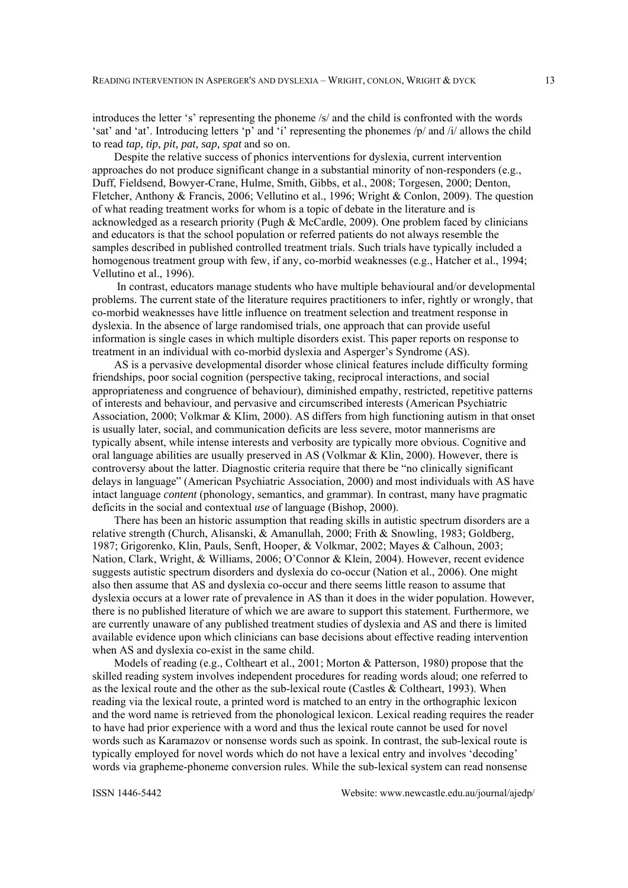introduces the letter 's' representing the phoneme /s/ and the child is confronted with the words 'sat' and 'at'. Introducing letters 'p' and 'i' representing the phonemes /p/ and /i/ allows the child to read *tap, tip, pit, pat, sap, spat* and so on.

Despite the relative success of phonics interventions for dyslexia, current intervention approaches do not produce significant change in a substantial minority of non-responders (e.g., Duff, Fieldsend, Bowyer-Crane, Hulme, Smith, Gibbs, et al., 2008; Torgesen, 2000; Denton, Fletcher, Anthony & Francis, 2006; Vellutino et al., 1996; Wright & Conlon, 2009). The question of what reading treatment works for whom is a topic of debate in the literature and is acknowledged as a research priority (Pugh & McCardle, 2009). One problem faced by clinicians and educators is that the school population or referred patients do not always resemble the samples described in published controlled treatment trials. Such trials have typically included a homogenous treatment group with few, if any, co-morbid weaknesses (e.g., Hatcher et al., 1994; Vellutino et al., 1996).

In contrast, educators manage students who have multiple behavioural and/or developmental problems. The current state of the literature requires practitioners to infer, rightly or wrongly, that co-morbid weaknesses have little influence on treatment selection and treatment response in dyslexia. In the absence of large randomised trials, one approach that can provide useful information is single cases in which multiple disorders exist. This paper reports on response to treatment in an individual with co-morbid dyslexia and Asperger's Syndrome (AS).

AS is a pervasive developmental disorder whose clinical features include difficulty forming friendships, poor social cognition (perspective taking, reciprocal interactions, and social appropriateness and congruence of behaviour), diminished empathy, restricted, repetitive patterns of interests and behaviour, and pervasive and circumscribed interests (American Psychiatric Association, 2000; Volkmar & Klim, 2000). AS differs from high functioning autism in that onset is usually later, social, and communication deficits are less severe, motor mannerisms are typically absent, while intense interests and verbosity are typically more obvious. Cognitive and oral language abilities are usually preserved in AS (Volkmar & Klin, 2000). However, there is controversy about the latter. Diagnostic criteria require that there be "no clinically significant delays in language" (American Psychiatric Association, 2000) and most individuals with AS have intact language *content* (phonology, semantics, and grammar). In contrast, many have pragmatic deficits in the social and contextual *use* of language (Bishop, 2000).

There has been an historic assumption that reading skills in autistic spectrum disorders are a relative strength (Church, Alisanski, & Amanullah, 2000; Frith & Snowling, 1983; Goldberg, 1987; Grigorenko, Klin, Pauls, Senft, Hooper, & Volkmar, 2002; Mayes & Calhoun, 2003; Nation, Clark, Wright, & Williams, 2006; O'Connor & Klein, 2004). However, recent evidence suggests autistic spectrum disorders and dyslexia do co-occur (Nation et al., 2006). One might also then assume that AS and dyslexia co-occur and there seems little reason to assume that dyslexia occurs at a lower rate of prevalence in AS than it does in the wider population. However, there is no published literature of which we are aware to support this statement. Furthermore, we are currently unaware of any published treatment studies of dyslexia and AS and there is limited available evidence upon which clinicians can base decisions about effective reading intervention when AS and dyslexia co-exist in the same child.

Models of reading (e.g., Coltheart et al., 2001; Morton & Patterson, 1980) propose that the skilled reading system involves independent procedures for reading words aloud; one referred to as the lexical route and the other as the sub-lexical route (Castles & Coltheart, 1993). When reading via the lexical route, a printed word is matched to an entry in the orthographic lexicon and the word name is retrieved from the phonological lexicon. Lexical reading requires the reader to have had prior experience with a word and thus the lexical route cannot be used for novel words such as Karamazov or nonsense words such as spoink. In contrast, the sub-lexical route is typically employed for novel words which do not have a lexical entry and involves 'decoding' words via grapheme-phoneme conversion rules. While the sub-lexical system can read nonsense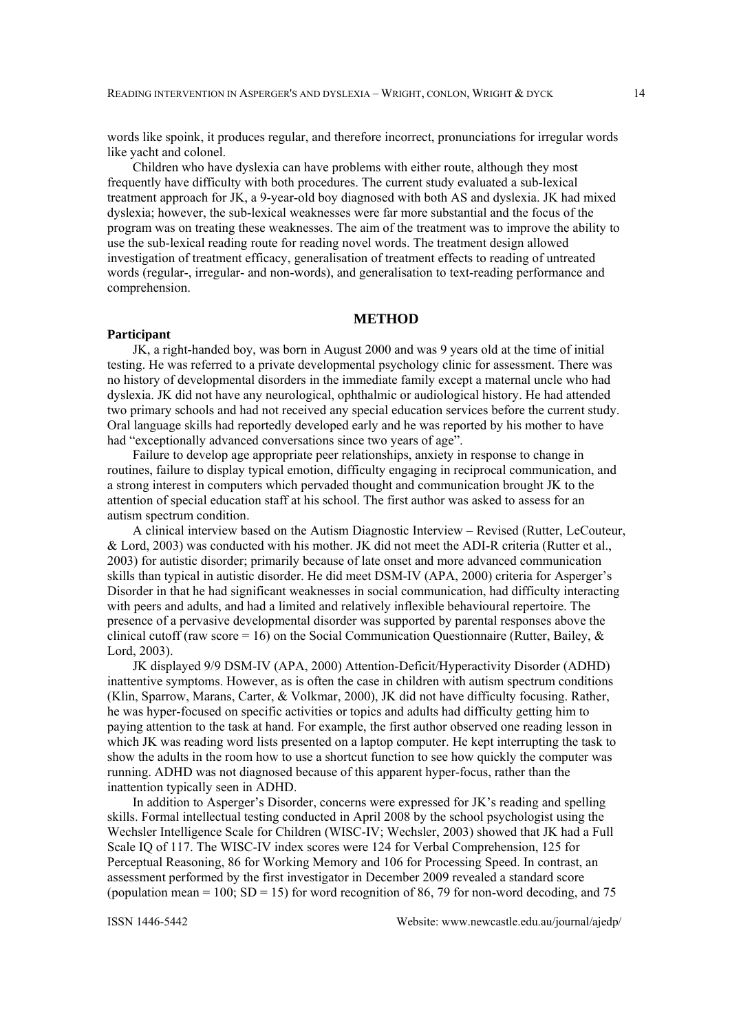words like spoink, it produces regular, and therefore incorrect, pronunciations for irregular words like yacht and colonel.

Children who have dyslexia can have problems with either route, although they most frequently have difficulty with both procedures. The current study evaluated a sub-lexical treatment approach for JK, a 9-year-old boy diagnosed with both AS and dyslexia. JK had mixed dyslexia; however, the sub-lexical weaknesses were far more substantial and the focus of the program was on treating these weaknesses. The aim of the treatment was to improve the ability to use the sub-lexical reading route for reading novel words. The treatment design allowed investigation of treatment efficacy, generalisation of treatment effects to reading of untreated words (regular-, irregular- and non-words), and generalisation to text-reading performance and comprehension.

## METHOD

### Participant

JK, a right-handed boy, was born in August 2000 and was 9 years old at the time of initial testing. He was referred to a private developmental psychology clinic for assessment. There was no history of developmental disorders in the immediate family except a maternal uncle who had dyslexia. JK did not have any neurological, ophthalmic or audiological history. He had attended two primary schools and had not received any special education services before the current study. Oral language skills had reportedly developed early and he was reported by his mother to have had "exceptionally advanced conversations since two years of age".

Failure to develop age appropriate peer relationships, anxiety in response to change in routines, failure to display typical emotion, difficulty engaging in reciprocal communication, and a strong interest in computers which pervaded thought and communication brought JK to the attention of special education staff at his school. The first author was asked to assess for an autism spectrum condition.

A clinical interview based on the Autism Diagnostic Interview – Revised (Rutter, LeCouteur, & Lord, 2003) was conducted with his mother. JK did not meet the ADI-R criteria (Rutter et al., 2003) for autistic disorder; primarily because of late onset and more advanced communication skills than typical in autistic disorder. He did meet DSM-IV (APA, 2000) criteria for Asperger's Disorder in that he had significant weaknesses in social communication, had difficulty interacting with peers and adults, and had a limited and relatively inflexible behavioural repertoire. The presence of a pervasive developmental disorder was supported by parental responses above the clinical cutoff (raw score = 16) on the Social Communication Questionnaire (Rutter, Bailey, & Lord, 2003).

JK displayed 9/9 DSM-IV (APA, 2000) Attention-Deficit/Hyperactivity Disorder (ADHD) inattentive symptoms. However, as is often the case in children with autism spectrum conditions (Klin, Sparrow, Marans, Carter, & Volkmar, 2000), JK did not have difficulty focusing. Rather, he was hyper-focused on specific activities or topics and adults had difficulty getting him to paying attention to the task at hand. For example, the first author observed one reading lesson in which JK was reading word lists presented on a laptop computer. He kept interrupting the task to show the adults in the room how to use a shortcut function to see how quickly the computer was running. ADHD was not diagnosed because of this apparent hyper-focus, rather than the inattention typically seen in ADHD.

In addition to Asperger's Disorder, concerns were expressed for JK's reading and spelling skills. Formal intellectual testing conducted in April 2008 by the school psychologist using the Wechsler Intelligence Scale for Children (WISC-IV; Wechsler, 2003) showed that JK had a Full Scale IQ of 117. The WISC-IV index scores were 124 for Verbal Comprehension, 125 for Perceptual Reasoning, 86 for Working Memory and 106 for Processing Speed. In contrast, an assessment performed by the first investigator in December 2009 revealed a standard score (population mean = 100; SD = 15) for word recognition of 86, 79 for non-word decoding, and 75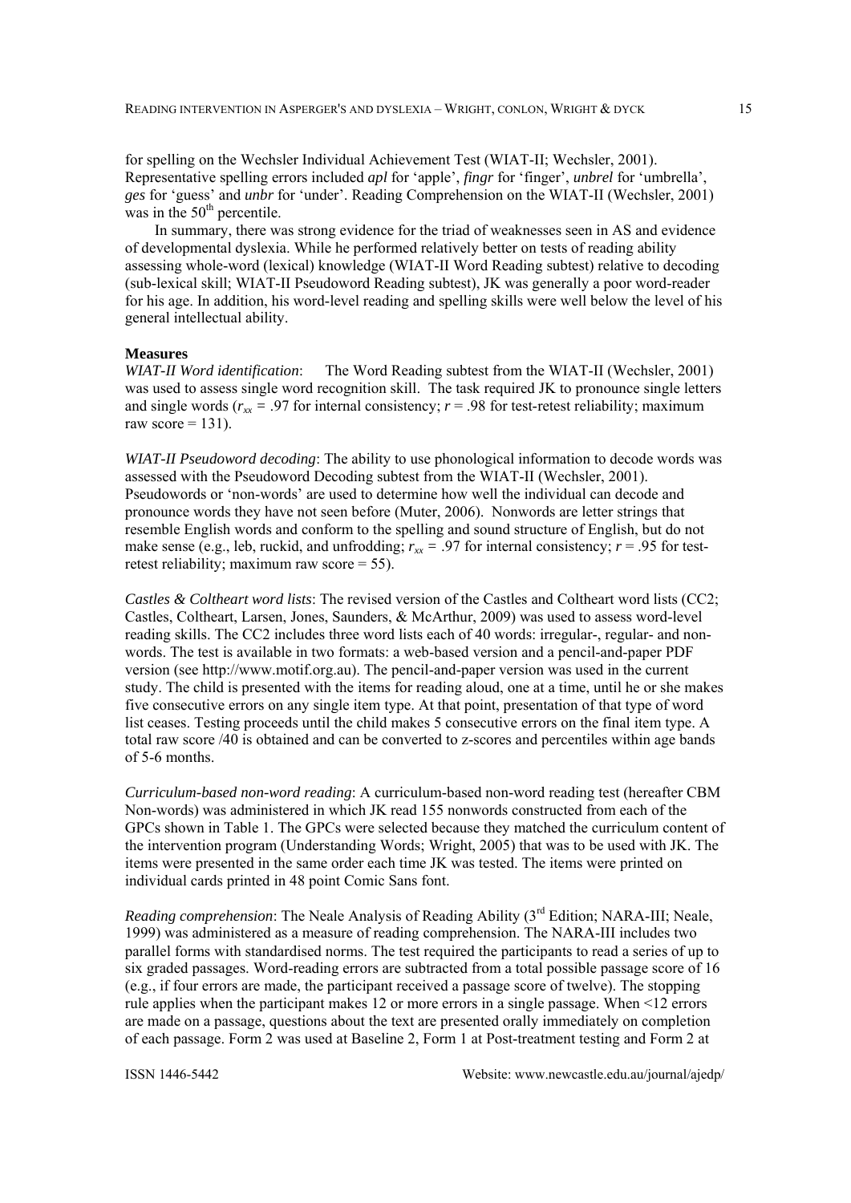for spelling on the Wechsler Individual Achievement Test (WIAT-II; Wechsler, 2001). Representative spelling errors included *apl* for 'apple', *fingr* for 'finger', *unbrel* for 'umbrella', *ges* for 'guess' and *unbr* for 'under'. Reading Comprehension on the WIAT-II (Wechsler, 2001) was in the 50th percentile.

In summary, there was strong evidence for the triad of weaknesses seen in AS and evidence of developmental dyslexia. While he performed relatively better on tests of reading ability assessing whole-word (lexical) knowledge (WIAT-II Word Reading subtest) relative to decoding (sub-lexical skill; WIAT-II Pseudoword Reading subtest), JK was generally a poor word-reader for his age. In addition, his word-level reading and spelling skills were well below the level of his general intellectual ability.

**Measures**

*WIAT-II Word identification*: The Word Reading subtest from the WIAT-II (Wechsler, 2001) was used to assess single word recognition skill. The task required JK to pronounce single letters and single words ($r_{xx}$ = .97 for internal consistency; $r$ = .98 for test-retest reliability; maximum raw score = 131).

*WIAT-II Pseudoword decoding*: The ability to use phonological information to decode words was assessed with the Pseudoword Decoding subtest from the WIAT-II (Wechsler, 2001). Pseudowords or 'non-words' are used to determine how well the individual can decode and pronounce words they have not seen before (Muter, 2006). Nonwords are letter strings that resemble English words and conform to the spelling and sound structure of English, but do not make sense (e.g., leb, ruckid, and unfrodding; $r_{xx}$ = .97 for internal consistency; $r$ = .95 for test-retest reliability; maximum raw score = 55).

*Castles & Coltheart word lists*: The revised version of the Castles and Coltheart word lists (CC2; Castles, Coltheart, Larsen, Jones, Saunders, & McArthur, 2009) was used to assess word-level reading skills. The CC2 includes three word lists each of 40 words: irregular-, regular- and non-words. The test is available in two formats: a web-based version and a pencil-and-paper PDF version (see http://www.motif.org.au). The pencil-and-paper version was used in the current study. The child is presented with the items for reading aloud, one at a time, until he or she makes five consecutive errors on any single item type. At that point, presentation of that type of word list ceases. Testing proceeds until the child makes 5 consecutive errors on the final item type. A total raw score /40 is obtained and can be converted to z-scores and percentiles within age bands of 5-6 months.

*Curriculum-based non-word reading*: A curriculum-based non-word reading test (hereafter CBM Non-words) was administered in which JK read 155 nonwords constructed from each of the GPCs shown in Table 1. The GPCs were selected because they matched the curriculum content of the intervention program (Understanding Words; Wright, 2005) that was to be used with JK. The items were presented in the same order each time JK was tested. The items were printed on individual cards printed in 48 point Comic Sans font.

*Reading comprehension*: The Neale Analysis of Reading Ability (3rd Edition; NARA-III; Neale, 1999) was administered as a measure of reading comprehension. The NARA-III includes two parallel forms with standardised norms. The test required the participants to read a series of up to six graded passages. Word-reading errors are subtracted from a total possible passage score of 16 (e.g., if four errors are made, the participant received a passage score of twelve). The stopping rule applies when the participant makes 12 or more errors in a single passage. When <12 errors are made on a passage, questions about the text are presented orally immediately on completion of each passage. Form 2 was used at Baseline 2, Form 1 at Post-treatment testing and Form 2 at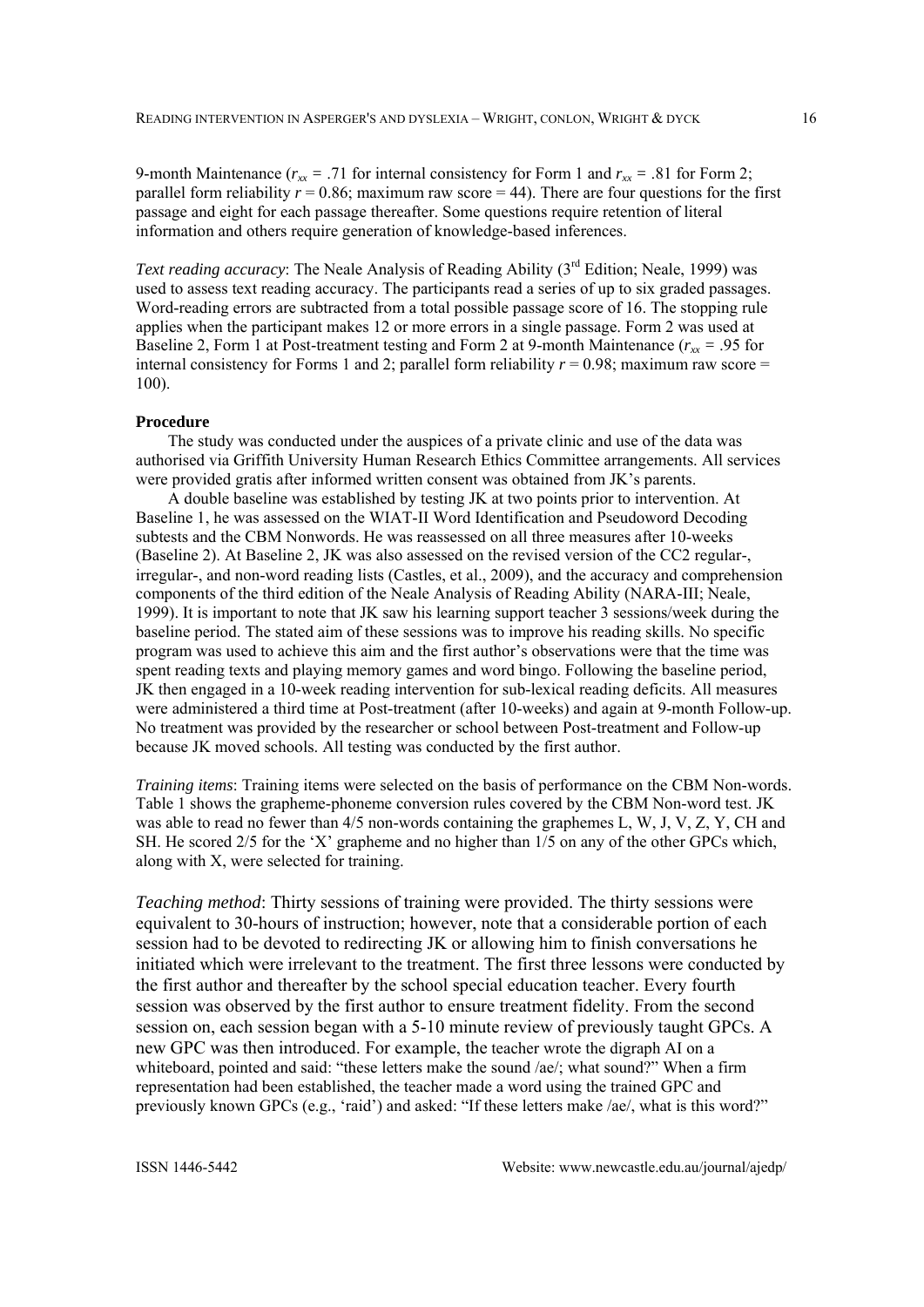9-month Maintenance ($r_{xx}$ = .71 for internal consistency for Form 1 and $r_{xx}$ = .81 for Form 2; parallel form reliability $r$ = 0.86; maximum raw score = 44). There are four questions for the first passage and eight for each passage thereafter. Some questions require retention of literal information and others require generation of knowledge-based inferences.

*Text reading accuracy*: The Neale Analysis of Reading Ability (3rd Edition; Neale, 1999) was used to assess text reading accuracy. The participants read a series of up to six graded passages. Word-reading errors are subtracted from a total possible passage score of 16. The stopping rule applies when the participant makes 12 or more errors in a single passage. Form 2 was used at Baseline 2, Form 1 at Post-treatment testing and Form 2 at 9-month Maintenance ($r_{xx}$ = .95 for internal consistency for Forms 1 and 2; parallel form reliability $r$ = 0.98; maximum raw score = 100).

**Procedure**

The study was conducted under the auspices of a private clinic and use of the data was authorised via Griffith University Human Research Ethics Committee arrangements. All services were provided gratis after informed written consent was obtained from JK's parents.

A double baseline was established by testing JK at two points prior to intervention. At Baseline 1, he was assessed on the WIAT-II Word Identification and Pseudoword Decoding subtests and the CBM Nonwords. He was reassessed on all three measures after 10-weeks (Baseline 2). At Baseline 2, JK was also assessed on the revised version of the CC2 regular-, irregular-, and non-word reading lists (Castles, et al., 2009), and the accuracy and comprehension components of the third edition of the Neale Analysis of Reading Ability (NARA-III; Neale, 1999). It is important to note that JK saw his learning support teacher 3 sessions/week during the baseline period. The stated aim of these sessions was to improve his reading skills. No specific program was used to achieve this aim and the first author's observations were that the time was spent reading texts and playing memory games and word bingo. Following the baseline period, JK then engaged in a 10-week reading intervention for sub-lexical reading deficits. All measures were administered a third time at Post-treatment (after 10-weeks) and again at 9-month Follow-up. No treatment was provided by the researcher or school between Post-treatment and Follow-up because JK moved schools. All testing was conducted by the first author.

*Training items*: Training items were selected on the basis of performance on the CBM Non-words. Table 1 shows the grapheme-phoneme conversion rules covered by the CBM Non-word test. JK was able to read no fewer than 4/5 non-words containing the graphemes L, W, J, V, Z, Y, CH and SH. He scored 2/5 for the 'X' grapheme and no higher than 1/5 on any of the other GPCs which, along with X, were selected for training.

*Teaching method*: Thirty sessions of training were provided. The thirty sessions were equivalent to 30-hours of instruction; however, note that a considerable portion of each session had to be devoted to redirecting JK or allowing him to finish conversations he initiated which were irrelevant to the treatment. The first three lessons were conducted by the first author and thereafter by the school special education teacher. Every fourth session was observed by the first author to ensure treatment fidelity. From the second session on, each session began with a 5-10 minute review of previously taught GPCs. A new GPC was then introduced. For example, the teacher wrote the digraph AI on a whiteboard, pointed and said: "these letters make the sound /ae/; what sound?" When a firm representation had been established, the teacher made a word using the trained GPC and previously known GPCs (e.g., 'raid') and asked: "If these letters make /ae/, what is this word?"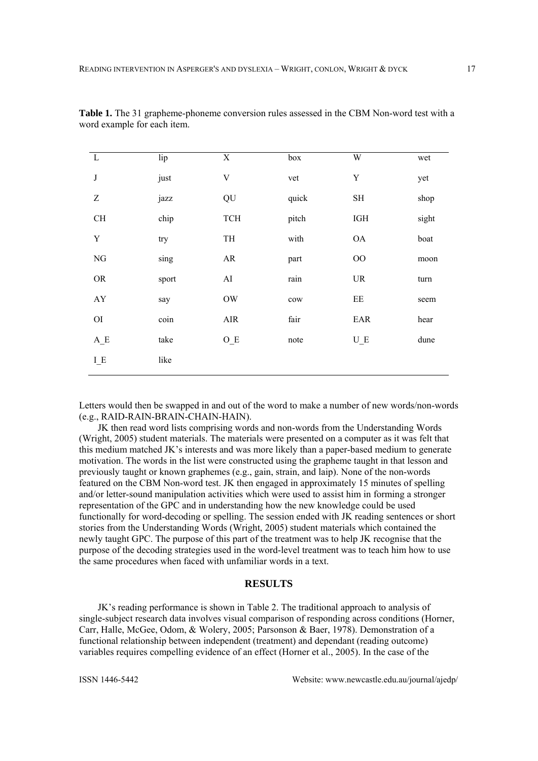**Table 1.** The 31 grapheme-phoneme conversion rules assessed in the CBM Non-word test with a word example for each item.

| | | | | | |
|---|---|---|---|---|---|
| L | lip | X | box | W | wet |
| J | just | V | vet | Y | yet |
| Z | jazz | QU | quick | SH | shop |
| CH | chip | TCH | pitch | IGH | sight |
| Y | try | TH | with | OA | boat |
| NG | sing | AR | part | OO | moon |
| OR | sport | AI | rain | UR | turn |
| AY | say | OW | cow | EE | seem |
| OI | coin | AIR | fair | EAR | hear |
| A_E | take | O_E | note | U_E | dune |
| I_E | like | | | | |

Letters would then be swapped in and out of the word to make a number of new words/non-words (e.g., RAID-RAIN-BRAIN-CHAIN-HAIN).

JK then read word lists comprising words and non-words from the Understanding Words (Wright, 2005) student materials. The materials were presented on a computer as it was felt that this medium matched JK's interests and was more likely than a paper-based medium to generate motivation. The words in the list were constructed using the grapheme taught in that lesson and previously taught or known graphemes (e.g., gain, strain, and laip). None of the non-words featured on the CBM Non-word test. JK then engaged in approximately 15 minutes of spelling and/or letter-sound manipulation activities which were used to assist him in forming a stronger representation of the GPC and in understanding how the new knowledge could be used functionally for word-decoding or spelling. The session ended with JK reading sentences or short stories from the Understanding Words (Wright, 2005) student materials which contained the newly taught GPC. The purpose of this part of the treatment was to help JK recognise that the purpose of the decoding strategies used in the word-level treatment was to teach him how to use the same procedures when faced with unfamiliar words in a text.

## RESULTS

JK's reading performance is shown in Table 2. The traditional approach to analysis of single-subject research data involves visual comparison of responding across conditions (Horner, Carr, Halle, McGee, Odom, & Wolery, 2005; Parsonson & Baer, 1978). Demonstration of a functional relationship between independent (treatment) and dependant (reading outcome) variables requires compelling evidence of an effect (Horner et al., 2005). In the case of the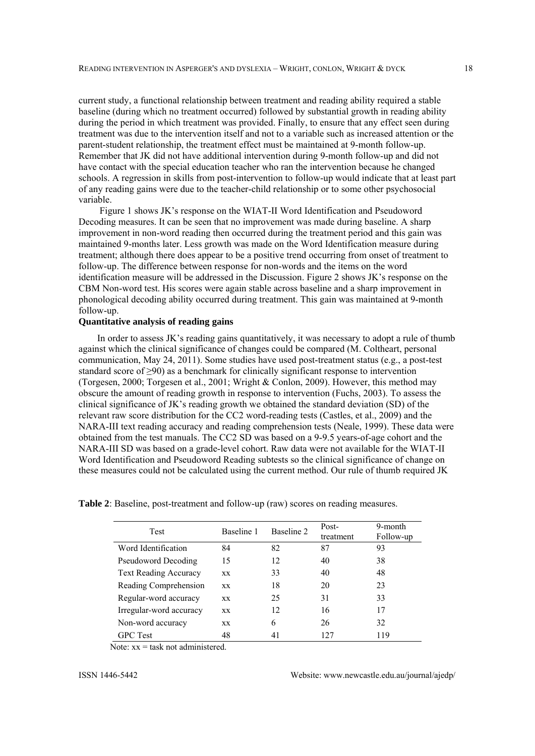current study, a functional relationship between treatment and reading ability required a stable baseline (during which no treatment occurred) followed by substantial growth in reading ability during the period in which treatment was provided. Finally, to ensure that any effect seen during treatment was due to the intervention itself and not to a variable such as increased attention or the parent-student relationship, the treatment effect must be maintained at 9-month follow-up. Remember that JK did not have additional intervention during 9-month follow-up and did not have contact with the special education teacher who ran the intervention because he changed schools. A regression in skills from post-intervention to follow-up would indicate that at least part of any reading gains were due to the teacher-child relationship or to some other psychosocial variable.

Figure 1 shows JK's response on the WIAT-II Word Identification and Pseudoword Decoding measures. It can be seen that no improvement was made during baseline. A sharp improvement in non-word reading then occurred during the treatment period and this gain was maintained 9-months later. Less growth was made on the Word Identification measure during treatment; although there does appear to be a positive trend occurring from onset of treatment to follow-up. The difference between response for non-words and the items on the word identification measure will be addressed in the Discussion. Figure 2 shows JK's response on the CBM Non-word test. His scores were again stable across baseline and a sharp improvement in phonological decoding ability occurred during treatment. This gain was maintained at 9-month follow-up.

**Quantitative analysis of reading gains**

In order to assess JK's reading gains quantitatively, it was necessary to adopt a rule of thumb against which the clinical significance of changes could be compared (M. Coltheart, personal communication, May 24, 2011). Some studies have used post-treatment status (e.g., a post-test standard score of ≥90) as a benchmark for clinically significant response to intervention (Torgesen, 2000; Torgesen et al., 2001; Wright & Conlon, 2009). However, this method may obscure the amount of reading growth in response to intervention (Fuchs, 2003). To assess the clinical significance of JK's reading growth we obtained the standard deviation (SD) of the relevant raw score distribution for the CC2 word-reading tests (Castles, et al., 2009) and the NARA-III text reading accuracy and reading comprehension tests (Neale, 1999). These data were obtained from the test manuals. The CC2 SD was based on a 9-9.5 years-of-age cohort and the NARA-III SD was based on a grade-level cohort. Raw data were not available for the WIAT-II Word Identification and Pseudoword Reading subtests so the clinical significance of change on these measures could not be calculated using the current method. Our rule of thumb required JK

**Table 2**: Baseline, post-treatment and follow-up (raw) scores on reading measures.

| Test | Baseline 1 | Baseline 2 | Post-treatment | 9-month Follow-up |
|---|---|---|---|---|
| Word Identification | 84 | 82 | 87 | 93 |
| Pseudoword Decoding | 15 | 12 | 40 | 38 |
| Text Reading Accuracy | xx | 33 | 40 | 48 |
| Reading Comprehension | xx | 18 | 20 | 23 |
| Regular-word accuracy | xx | 25 | 31 | 33 |
| Irregular-word accuracy | xx | 12 | 16 | 17 |
| Non-word accuracy | xx | 6 | 26 | 32 |
| GPC Test | 48 | 41 | 127 | 119 |

Note: xx = task not administered.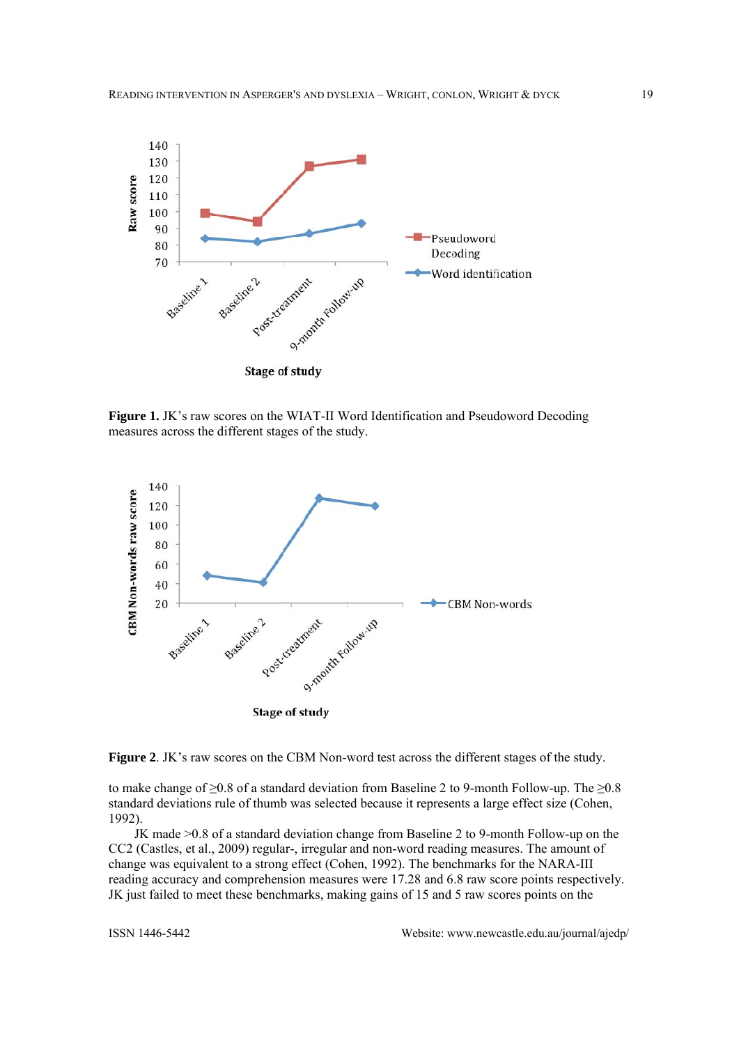**Figure 1.** JK's raw scores on the WIAT-II Word Identification and Pseudoword Decoding measures across the different stages of the study.

**Figure 2**. JK's raw scores on the CBM Non-word test across the different stages of the study.

to make change of ≥0.8 of a standard deviation from Baseline 2 to 9-month Follow-up. The ≥0.8 standard deviations rule of thumb was selected because it represents a large effect size (Cohen, 1992).

JK made >0.8 of a standard deviation change from Baseline 2 to 9-month Follow-up on the CC2 (Castles, et al., 2009) regular-, irregular and non-word reading measures. The amount of change was equivalent to a strong effect (Cohen, 1992). The benchmarks for the NARA-III reading accuracy and comprehension measures were 17.28 and 6.8 raw score points respectively. JK just failed to meet these benchmarks, making gains of 15 and 5 raw scores points on the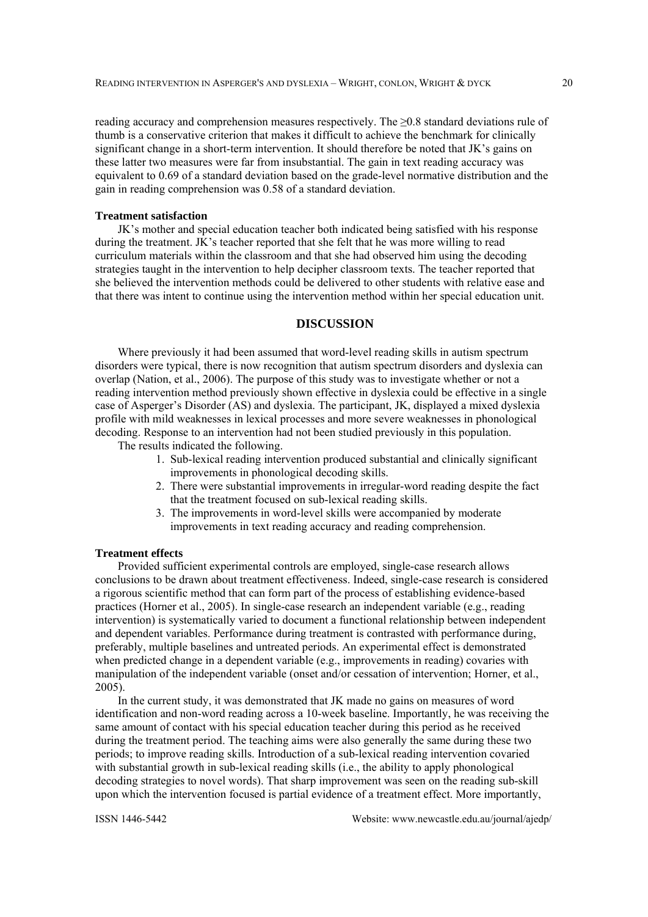reading accuracy and comprehension measures respectively. The ≥0.8 standard deviations rule of thumb is a conservative criterion that makes it difficult to achieve the benchmark for clinically significant change in a short-term intervention. It should therefore be noted that JK's gains on these latter two measures were far from insubstantial. The gain in text reading accuracy was equivalent to 0.69 of a standard deviation based on the grade-level normative distribution and the gain in reading comprehension was 0.58 of a standard deviation.

### Treatment satisfaction

JK's mother and special education teacher both indicated being satisfied with his response during the treatment. JK's teacher reported that she felt that he was more willing to read curriculum materials within the classroom and that she had observed him using the decoding strategies taught in the intervention to help decipher classroom texts. The teacher reported that she believed the intervention methods could be delivered to other students with relative ease and that there was intent to continue using the intervention method within her special education unit.

## DISCUSSION

Where previously it had been assumed that word-level reading skills in autism spectrum disorders were typical, there is now recognition that autism spectrum disorders and dyslexia can overlap (Nation, et al., 2006). The purpose of this study was to investigate whether or not a reading intervention method previously shown effective in dyslexia could be effective in a single case of Asperger's Disorder (AS) and dyslexia. The participant, JK, displayed a mixed dyslexia profile with mild weaknesses in lexical processes and more severe weaknesses in phonological decoding. Response to an intervention had not been studied previously in this population.

The results indicated the following.

1. Sub-lexical reading intervention produced substantial and clinically significant improvements in phonological decoding skills.
2. There were substantial improvements in irregular-word reading despite the fact that the treatment focused on sub-lexical reading skills.
3. The improvements in word-level skills were accompanied by moderate improvements in text reading accuracy and reading comprehension.

### Treatment effects

Provided sufficient experimental controls are employed, single-case research allows conclusions to be drawn about treatment effectiveness. Indeed, single-case research is considered a rigorous scientific method that can form part of the process of establishing evidence-based practices (Horner et al., 2005). In single-case research an independent variable (e.g., reading intervention) is systematically varied to document a functional relationship between independent and dependent variables. Performance during treatment is contrasted with performance during, preferably, multiple baselines and untreated periods. An experimental effect is demonstrated when predicted change in a dependent variable (e.g., improvements in reading) covaries with manipulation of the independent variable (onset and/or cessation of intervention; Horner, et al., 2005).

In the current study, it was demonstrated that JK made no gains on measures of word identification and non-word reading across a 10-week baseline. Importantly, he was receiving the same amount of contact with his special education teacher during this period as he received during the treatment period. The teaching aims were also generally the same during these two periods; to improve reading skills. Introduction of a sub-lexical reading intervention covaried with substantial growth in sub-lexical reading skills (i.e., the ability to apply phonological decoding strategies to novel words). That sharp improvement was seen on the reading sub-skill upon which the intervention focused is partial evidence of a treatment effect. More importantly,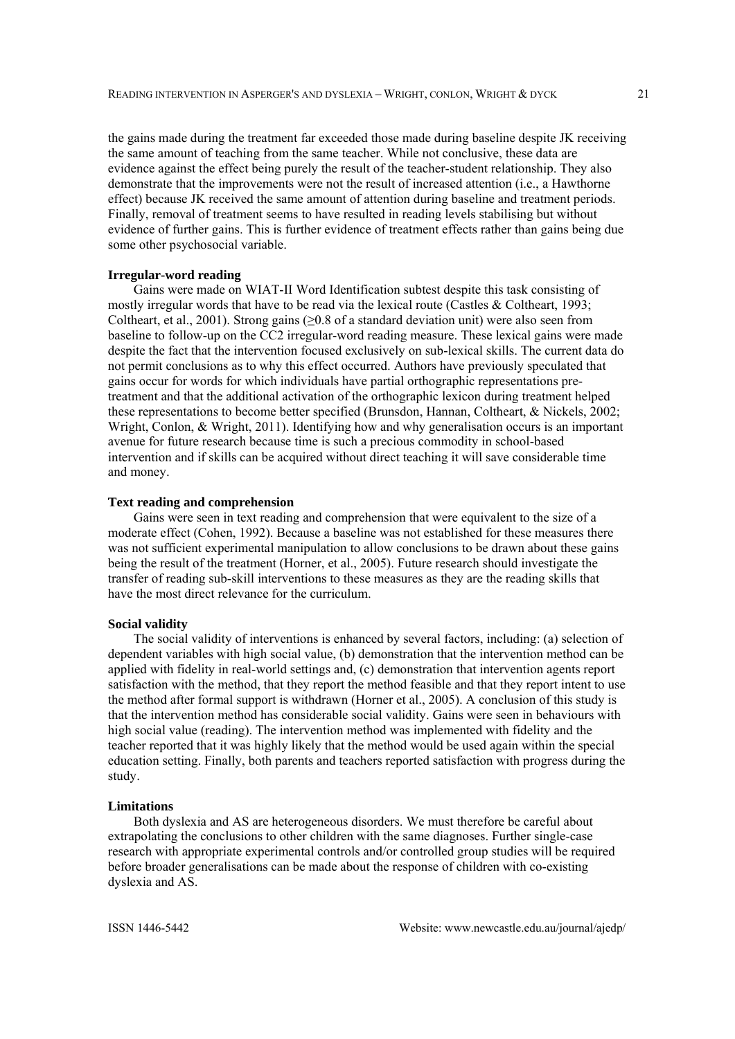the gains made during the treatment far exceeded those made during baseline despite JK receiving the same amount of teaching from the same teacher. While not conclusive, these data are evidence against the effect being purely the result of the teacher-student relationship. They also demonstrate that the improvements were not the result of increased attention (i.e., a Hawthorne effect) because JK received the same amount of attention during baseline and treatment periods. Finally, removal of treatment seems to have resulted in reading levels stabilising but without evidence of further gains. This is further evidence of treatment effects rather than gains being due some other psychosocial variable.

**Irregular-word reading**

Gains were made on WIAT-II Word Identification subtest despite this task consisting of mostly irregular words that have to be read via the lexical route (Castles & Coltheart, 1993; Coltheart, et al., 2001). Strong gains ($\geq$0.8 of a standard deviation unit) were also seen from baseline to follow-up on the CC2 irregular-word reading measure. These lexical gains were made despite the fact that the intervention focused exclusively on sub-lexical skills. The current data do not permit conclusions as to why this effect occurred. Authors have previously speculated that gains occur for words for which individuals have partial orthographic representations pre-treatment and that the additional activation of the orthographic lexicon during treatment helped these representations to become better specified (Brunsdon, Hannan, Coltheart, & Nickels, 2002; Wright, Conlon, & Wright, 2011). Identifying how and why generalisation occurs is an important avenue for future research because time is such a precious commodity in school-based intervention and if skills can be acquired without direct teaching it will save considerable time and money.

**Text reading and comprehension**

Gains were seen in text reading and comprehension that were equivalent to the size of a moderate effect (Cohen, 1992). Because a baseline was not established for these measures there was not sufficient experimental manipulation to allow conclusions to be drawn about these gains being the result of the treatment (Horner, et al., 2005). Future research should investigate the transfer of reading sub-skill interventions to these measures as they are the reading skills that have the most direct relevance for the curriculum.

**Social validity**

The social validity of interventions is enhanced by several factors, including: (a) selection of dependent variables with high social value, (b) demonstration that the intervention method can be applied with fidelity in real-world settings and, (c) demonstration that intervention agents report satisfaction with the method, that they report the method feasible and that they report intent to use the method after formal support is withdrawn (Horner et al., 2005). A conclusion of this study is that the intervention method has considerable social validity. Gains were seen in behaviours with high social value (reading). The intervention method was implemented with fidelity and the teacher reported that it was highly likely that the method would be used again within the special education setting. Finally, both parents and teachers reported satisfaction with progress during the study.

**Limitations**

Both dyslexia and AS are heterogeneous disorders. We must therefore be careful about extrapolating the conclusions to other children with the same diagnoses. Further single-case research with appropriate experimental controls and/or controlled group studies will be required before broader generalisations can be made about the response of children with co-existing dyslexia and AS.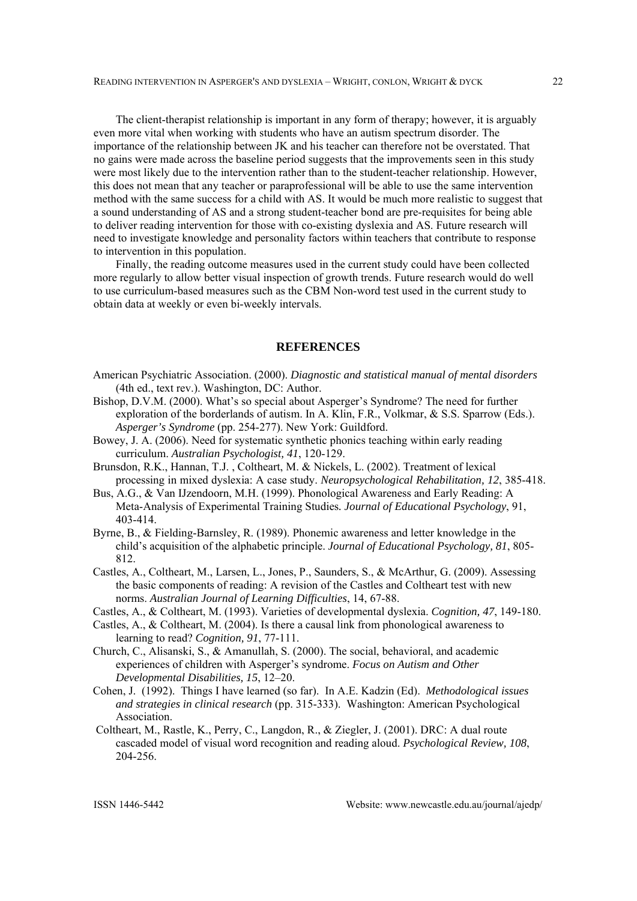The client-therapist relationship is important in any form of therapy; however, it is arguably even more vital when working with students who have an autism spectrum disorder. The importance of the relationship between JK and his teacher can therefore not be overstated. That no gains were made across the baseline period suggests that the improvements seen in this study were most likely due to the intervention rather than to the student-teacher relationship. However, this does not mean that any teacher or paraprofessional will be able to use the same intervention method with the same success for a child with AS. It would be much more realistic to suggest that a sound understanding of AS and a strong student-teacher bond are pre-requisites for being able to deliver reading intervention for those with co-existing dyslexia and AS. Future research will need to investigate knowledge and personality factors within teachers that contribute to response to intervention in this population.

Finally, the reading outcome measures used in the current study could have been collected more regularly to allow better visual inspection of growth trends. Future research would do well to use curriculum-based measures such as the CBM Non-word test used in the current study to obtain data at weekly or even bi-weekly intervals.

## REFERENCES

American Psychiatric Association. (2000). *Diagnostic and statistical manual of mental disorders* (4th ed., text rev.). Washington, DC: Author.

Bishop, D.V.M. (2000). What's so special about Asperger's Syndrome? The need for further exploration of the borderlands of autism. In A. Klin, F.R., Volkmar, & S.S. Sparrow (Eds.). *Asperger's Syndrome* (pp. 254-277). New York: Guildford.

Bowey, J. A. (2006). Need for systematic synthetic phonics teaching within early reading curriculum. *Australian Psychologist, 41*, 120-129.

Brunsdon, R.K., Hannan, T.J. , Coltheart, M. & Nickels, L. (2002). Treatment of lexical processing in mixed dyslexia: A case study. *Neuropsychological Rehabilitation, 12*, 385-418.

Bus, A.G., & Van IJzendoorn, M.H. (1999). Phonological Awareness and Early Reading: A Meta-Analysis of Experimental Training Studies*. Journal of Educational Psychology*, 91, 403-414.

Byrne, B., & Fielding-Barnsley, R. (1989). Phonemic awareness and letter knowledge in the child's acquisition of the alphabetic principle. *Journal of Educational Psychology, 81*, 805-812.

Castles, A., Coltheart, M., Larsen, L., Jones, P., Saunders, S., & McArthur, G. (2009). Assessing the basic components of reading: A revision of the Castles and Coltheart test with new norms. *Australian Journal of Learning Difficulties*, 14, 67-88.

Castles, A., & Coltheart, M. (1993). Varieties of developmental dyslexia. *Cognition, 47*, 149-180.

Castles, A., & Coltheart, M. (2004). Is there a causal link from phonological awareness to learning to read? *Cognition, 91*, 77-111.

Church, C., Alisanski, S., & Amanullah, S. (2000). The social, behavioral, and academic experiences of children with Asperger's syndrome. *Focus on Autism and Other Developmental Disabilities, 15*, 12–20.

Cohen, J. (1992). Things I have learned (so far). In A.E. Kadzin (Ed). *Methodological issues and strategies in clinical research* (pp. 315-333). Washington: American Psychological Association.

Coltheart, M., Rastle, K., Perry, C., Langdon, R., & Ziegler, J. (2001). DRC: A dual route cascaded model of visual word recognition and reading aloud. *Psychological Review, 108*, 204-256.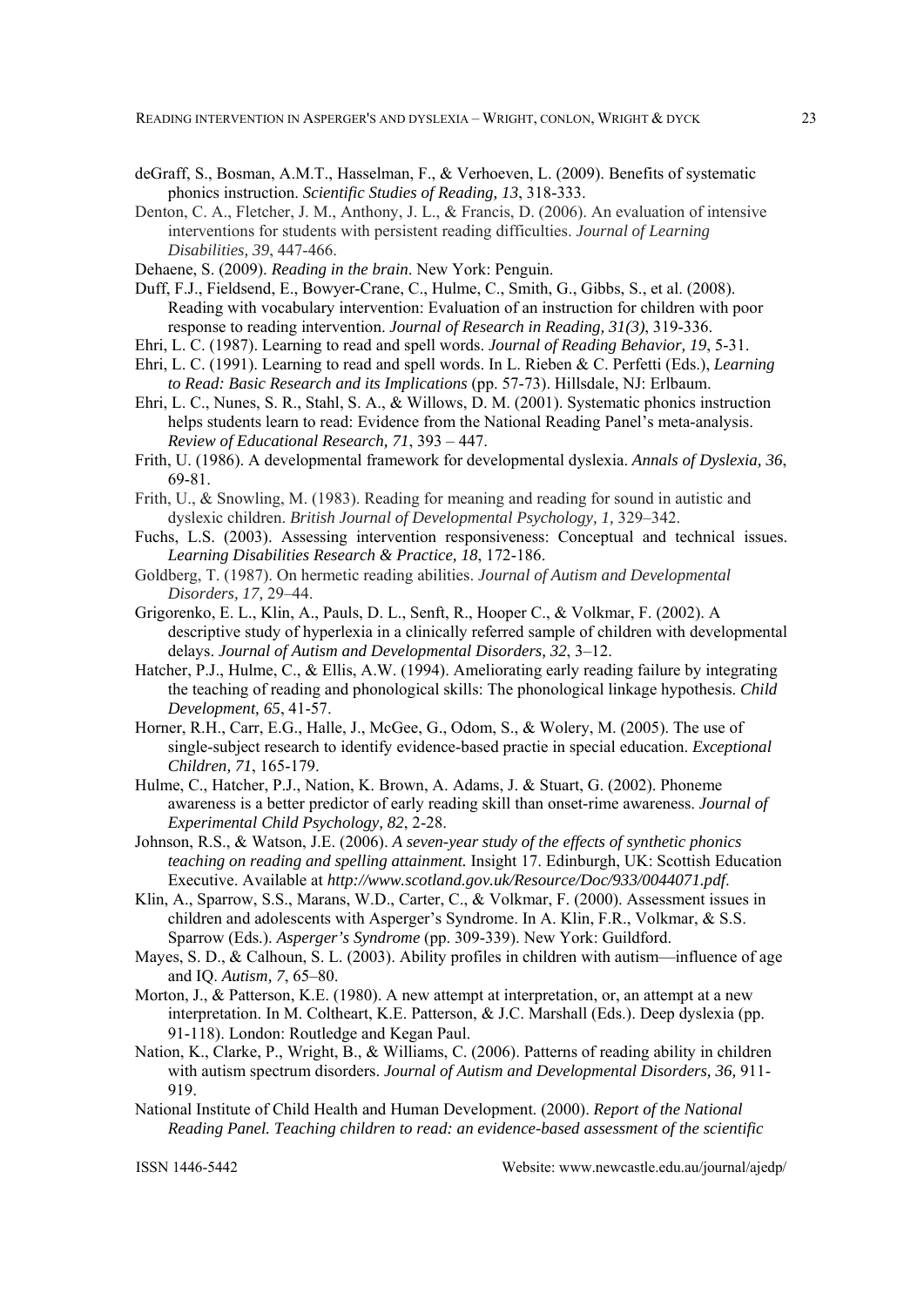deGraff, S., Bosman, A.M.T., Hasselman, F., & Verhoeven, L. (2009). Benefits of systematic phonics instruction. *Scientific Studies of Reading, 13*, 318-333.

Denton, C. A., Fletcher, J. M., Anthony, J. L., & Francis, D. (2006). An evaluation of intensive interventions for students with persistent reading difficulties. *Journal of Learning Disabilities, 39*, 447-466.

Dehaene, S. (2009). *Reading in the brain*. New York: Penguin.

Duff, F.J., Fieldsend, E., Bowyer-Crane, C., Hulme, C., Smith, G., Gibbs, S., et al. (2008). Reading with vocabulary intervention: Evaluation of an instruction for children with poor response to reading intervention. *Journal of Research in Reading, 31(3)*, 319-336.

Ehri, L. C. (1987). Learning to read and spell words. *Journal of Reading Behavior, 19*, 5-31.

Ehri, L. C. (1991). Learning to read and spell words. In L. Rieben & C. Perfetti (Eds.), *Learning to Read: Basic Research and its Implications* (pp. 57-73). Hillsdale, NJ: Erlbaum.

Ehri, L. C., Nunes, S. R., Stahl, S. A., & Willows, D. M. (2001). Systematic phonics instruction helps students learn to read: Evidence from the National Reading Panel's meta-analysis. *Review of Educational Research, 71*, 393 – 447.

Frith, U. (1986). A developmental framework for developmental dyslexia. *Annals of Dyslexia, 36*, 69-81.

Frith, U., & Snowling, M. (1983). Reading for meaning and reading for sound in autistic and dyslexic children. *British Journal of Developmental Psychology, 1,* 329–342.

Fuchs, L.S. (2003). Assessing intervention responsiveness: Conceptual and technical issues. *Learning Disabilities Research & Practice, 18*, 172-186.

Goldberg, T. (1987). On hermetic reading abilities. *Journal of Autism and Developmental Disorders, 17,* 29–44.

Grigorenko, E. L., Klin, A., Pauls, D. L., Senft, R., Hooper C., & Volkmar, F. (2002). A descriptive study of hyperlexia in a clinically referred sample of children with developmental delays. *Journal of Autism and Developmental Disorders, 32*, 3–12.

Hatcher, P.J., Hulme, C., & Ellis, A.W. (1994). Ameliorating early reading failure by integrating the teaching of reading and phonological skills: The phonological linkage hypothesis. *Child Development, 65*, 41-57.

Horner, R.H., Carr, E.G., Halle, J., McGee, G., Odom, S., & Wolery, M. (2005). The use of single-subject research to identify evidence-based practie in special education. *Exceptional Children, 71*, 165-179.

Hulme, C., Hatcher, P.J., Nation, K. Brown, A. Adams, J. & Stuart, G. (2002). Phoneme awareness is a better predictor of early reading skill than onset-rime awareness. *Journal of Experimental Child Psychology, 82*, 2-28.

Johnson, R.S., & Watson, J.E. (2006). *A seven-year study of the effects of synthetic phonics teaching on reading and spelling attainment.* Insight 17. Edinburgh, UK: Scottish Education Executive. Available at *http://www.scotland.gov.uk/Resource/Doc/933/0044071.pdf*.

Klin, A., Sparrow, S.S., Marans, W.D., Carter, C., & Volkmar, F. (2000). Assessment issues in children and adolescents with Asperger's Syndrome. In A. Klin, F.R., Volkmar, & S.S. Sparrow (Eds.). *Asperger's Syndrome* (pp. 309-339). New York: Guildford.

Mayes, S. D., & Calhoun, S. L. (2003). Ability profiles in children with autism—influence of age and IQ. *Autism, 7*, 65–80.

Morton, J., & Patterson, K.E. (1980). A new attempt at interpretation, or, an attempt at a new interpretation. In M. Coltheart, K.E. Patterson, & J.C. Marshall (Eds.). Deep dyslexia (pp. 91-118). London: Routledge and Kegan Paul.

Nation, K., Clarke, P., Wright, B., & Williams, C. (2006). Patterns of reading ability in children with autism spectrum disorders. *Journal of Autism and Developmental Disorders, 36,* 911-919.

National Institute of Child Health and Human Development. (2000). *Report of the National Reading Panel. Teaching children to read: an evidence-based assessment of the scientific*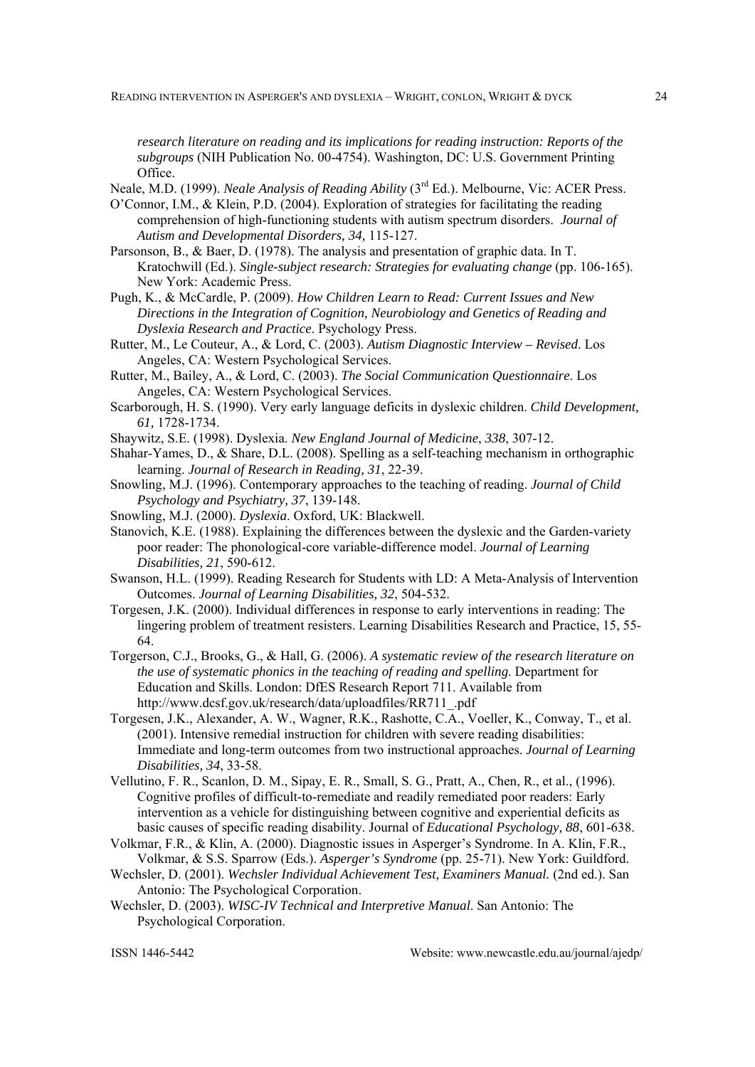*research literature on reading and its implications for reading instruction: Reports of the subgroups* (NIH Publication No. 00-4754). Washington, DC: U.S. Government Printing Office.

Neale, M.D. (1999). *Neale Analysis of Reading Ability* (3rd Ed.). Melbourne, Vic: ACER Press.

O'Connor, I.M., & Klein, P.D. (2004). Exploration of strategies for facilitating the reading comprehension of high-functioning students with autism spectrum disorders. *Journal of Autism and Developmental Disorders, 34,* 115-127.

Parsonson, B., & Baer, D. (1978). The analysis and presentation of graphic data. In T. Kratochwill (Ed.). *Single-subject research: Strategies for evaluating change* (pp. 106-165). New York: Academic Press.

Pugh, K., & McCardle, P. (2009). *How Children Learn to Read: Current Issues and New Directions in the Integration of Cognition, Neurobiology and Genetics of Reading and Dyslexia Research and Practice*. Psychology Press.

Rutter, M., Le Couteur, A., & Lord, C. (2003). *Autism Diagnostic Interview – Revised*. Los Angeles, CA: Western Psychological Services.

Rutter, M., Bailey, A., & Lord, C. (2003). *The Social Communication Questionnaire*. Los Angeles, CA: Western Psychological Services.

Scarborough, H. S. (1990). Very early language deficits in dyslexic children. *Child Development, 61,* 1728-1734.

Shaywitz, S.E. (1998). Dyslexia. *New England Journal of Medicine*, *338*, 307-12.

Shahar-Yames, D., & Share, D.L. (2008). Spelling as a self-teaching mechanism in orthographic learning. *Journal of Research in Reading, 31*, 22-39.

Snowling, M.J. (1996). Contemporary approaches to the teaching of reading. *Journal of Child Psychology and Psychiatry, 37*, 139-148.

Snowling, M.J. (2000). *Dyslexia*. Oxford, UK: Blackwell.

Stanovich, K.E. (1988). Explaining the differences between the dyslexic and the Garden-variety poor reader: The phonological-core variable-difference model. *Journal of Learning Disabilities, 21*, 590-612.

Swanson, H.L. (1999). Reading Research for Students with LD: A Meta-Analysis of Intervention Outcomes. *Journal of Learning Disabilities, 32*, 504-532.

Torgesen, J.K. (2000). Individual differences in response to early interventions in reading: The lingering problem of treatment resisters. Learning Disabilities Research and Practice, 15, 55-64.

Torgerson, C.J., Brooks, G., & Hall, G. (2006). *A systematic review of the research literature on the use of systematic phonics in the teaching of reading and spelling*. Department for Education and Skills. London: DfES Research Report 711. Available from http://www.dcsf.gov.uk/research/data/uploadfiles/RR711_.pdf

Torgesen, J.K., Alexander, A. W., Wagner, R.K., Rashotte, C.A., Voeller, K., Conway, T., et al. (2001). Intensive remedial instruction for children with severe reading disabilities: Immediate and long-term outcomes from two instructional approaches. *Journal of Learning Disabilities, 34*, 33-58.

Vellutino, F. R., Scanlon, D. M., Sipay, E. R., Small, S. G., Pratt, A., Chen, R., et al., (1996). Cognitive profiles of difficult-to-remediate and readily remediated poor readers: Early intervention as a vehicle for distinguishing between cognitive and experiential deficits as basic causes of specific reading disability. Journal of *Educational Psychology, 88*, 601-638.

Volkmar, F.R., & Klin, A. (2000). Diagnostic issues in Asperger's Syndrome. In A. Klin, F.R., Volkmar, & S.S. Sparrow (Eds.). *Asperger's Syndrome* (pp. 25-71). New York: Guildford.

Wechsler, D. (2001). *Wechsler Individual Achievement Test, Examiners Manual.* (2nd ed.). San Antonio: The Psychological Corporation.

Wechsler, D. (2003). *WISC-IV Technical and Interpretive Manual*. San Antonio: The Psychological Corporation.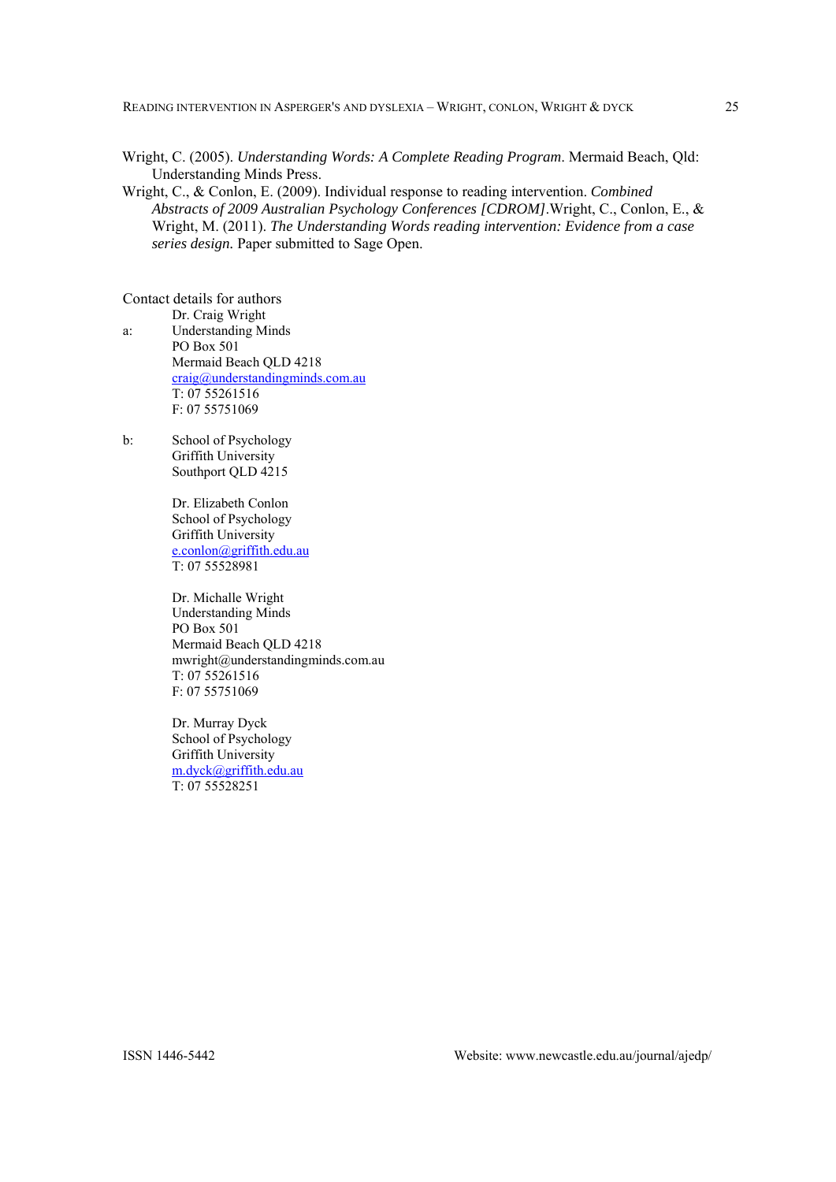Wright, C. (2005). *Understanding Words: A Complete Reading Program*. Mermaid Beach, Qld: Understanding Minds Press.

Wright, C., & Conlon, E. (2009). Individual response to reading intervention. *Combined Abstracts of 2009 Australian Psychology Conferences [CDROM]*.Wright, C., Conlon, E., & Wright, M. (2011). *The Understanding Words reading intervention: Evidence from a case series design.* Paper submitted to Sage Open.

Contact details for authors

Dr. Craig Wright
a: Understanding Minds
PO Box 501
Mermaid Beach QLD 4218
craig@understandingminds.com.au
T: 07 55261516
F: 07 55751069

b: School of Psychology
Griffith University
Southport QLD 4215

Dr. Elizabeth Conlon
School of Psychology
Griffith University
e.conlon@griffith.edu.au
T: 07 55528981

Dr. Michalle Wright
Understanding Minds
PO Box 501
Mermaid Beach QLD 4218
mwright@understandingminds.com.au
T: 07 55261516
F: 07 55751069

Dr. Murray Dyck
School of Psychology
Griffith University
m.dyck@griffith.edu.au
T: 07 55528251